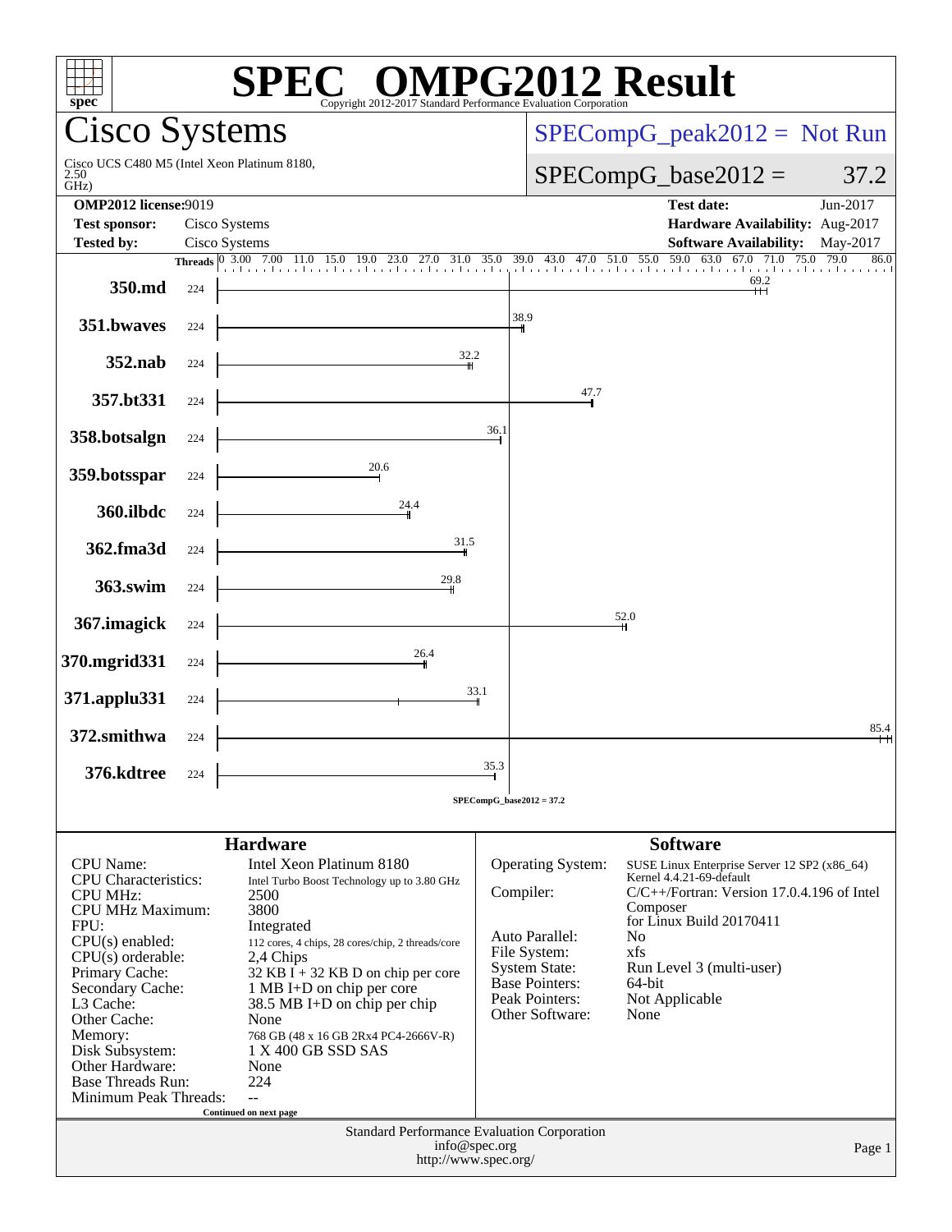# SPEC® OMPG2012 Result

Copyright 2012-2017 Standard Performance Evaluation Corporation

## Cisco Systems

Cisco UCS C480 M5 (Intel Xeon Platinum 8180, 2.50 GHz)

SPECompG_peak2012 = Not Run

SPECompG_base2012 = 37.2

| | | | |
|---|---|---|---|
| **OMP2012 license:** | 9019 | **Test date:** | Jun-2017 |
| **Test sponsor:** | Cisco Systems | **Hardware Availability:** | Aug-2017 |
| **Tested by:** | Cisco Systems | **Software Availability:** | May-2017 |

Threads
0 3.00 7.00 11.0 15.0 19.0 23.0 27.0 31.0 35.0 39.0 43.0 47.0 51.0 55.0 59.0 63.0 67.0 71.0 75.0 79.0 86.0

350.md 224 69.2
351.bwaves 224 38.9
352.nab 224 32.2
357.bt331 224 47.7
358.botsalgn 224 36.1
359.botsspar 224 20.6
360.ilbdc 224 24.4
362.fma3d 224 31.5
363.swim 224 29.8
367.imagick 224 52.0
370.mgrid331 224 26.4
371.applu331 224 33.1
372.smithwa 224 85.4
376.kdtree 224 35.3

SPECompG_base2012 = 37.2

### Hardware

| | |
|---|---|
| CPU Name: | Intel Xeon Platinum 8180 |
| CPU Characteristics: | Intel Turbo Boost Technology up to 3.80 GHz |
| CPU MHz: | 2500 |
| CPU MHz Maximum: | 3800 |
| FPU: | Integrated |
| CPU(s) enabled: | 112 cores, 4 chips, 28 cores/chip, 2 threads/core |
| CPU(s) orderable: | 2,4 Chips |
| Primary Cache: | 32 KB I + 32 KB D on chip per core |
| Secondary Cache: | 1 MB I+D on chip per core |
| L3 Cache: | 38.5 MB I+D on chip per chip |
| Other Cache: | None |
| Memory: | 768 GB (48 x 16 GB 2Rx4 PC4-2666V-R) |
| Disk Subsystem: | 1 X 400 GB SSD SAS |
| Other Hardware: | None |
| Base Threads Run: | 224 |
| Minimum Peak Threads: | -- |

Continued on next page

### Software

| | |
|---|---|
| Operating System: | SUSE Linux Enterprise Server 12 SP2 (x86_64) Kernel 4.4.21-69-default |
| Compiler: | C/C++/Fortran: Version 17.0.4.196 of Intel Composer for Linux Build 20170411 |
| Auto Parallel: | No |
| File System: | xfs |
| System State: | Run Level 3 (multi-user) |
| Base Pointers: | 64-bit |
| Peak Pointers: | Not Applicable |
| Other Software: | None |

Standard Performance Evaluation Corporation
info@spec.org
http://www.spec.org/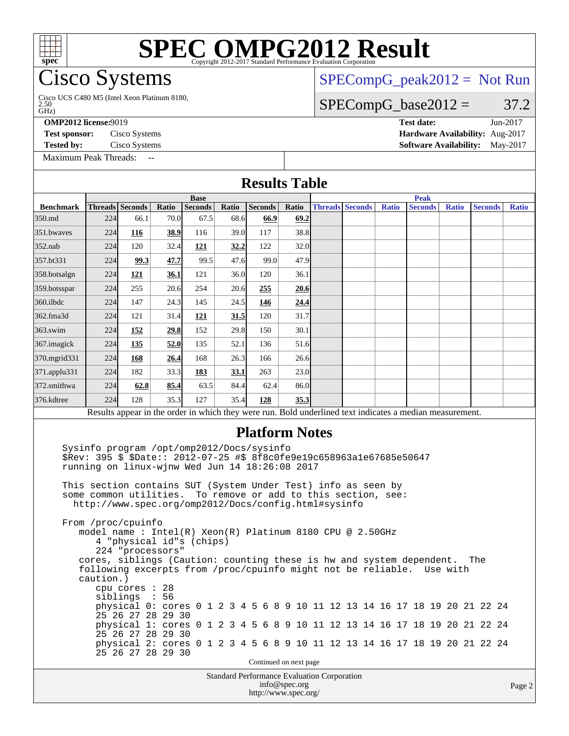# SPEC OMPG2012 Result

Copyright 2012-2017 Standard Performance Evaluation Corporation

# Cisco Systems

Cisco UCS C480 M5 (Intel Xeon Platinum 8180, 2.50 GHz)

SPECompG_peak2012 = Not Run

SPECompG_base2012 = 37.2

**OMP2012 license:** 9019
**Test sponsor:** Cisco Systems
**Tested by:** Cisco Systems
Maximum Peak Threads: --

**Test date:** Jun-2017
**Hardware Availability:** Aug-2017
**Software Availability:** May-2017

## Results Table

| | Base | | | | | | | Peak | | | | | | |
|---|---|---|---|---|---|---|---|---|---|---|---|---|---|---|
| **Benchmark** | **Threads** | **Seconds** | **Ratio** | **Seconds** | **Ratio** | **Seconds** | **Ratio** | **Threads** | **Seconds** | **Ratio** | **Seconds** | **Ratio** | **Seconds** | **Ratio** |
| 350.md | 224 | 66.1 | 70.0 | 67.5 | 68.6 | **66.9** | **69.2** | | | | | | | |
| 351.bwaves | 224 | **116** | **38.9** | 116 | 39.0 | 117 | 38.8 | | | | | | | |
| 352.nab | 224 | 120 | 32.4 | **121** | **32.2** | 122 | 32.0 | | | | | | | |
| 357.bt331 | 224 | **99.3** | **47.7** | 99.5 | 47.6 | 99.0 | 47.9 | | | | | | | |
| 358.botsalgn | 224 | **121** | **36.1** | 121 | 36.0 | 120 | 36.1 | | | | | | | |
| 359.botsspar | 224 | 255 | 20.6 | 254 | 20.6 | **255** | **20.6** | | | | | | | |
| 360.ilbdc | 224 | 147 | 24.3 | 145 | 24.5 | **146** | **24.4** | | | | | | | |
| 362.fma3d | 224 | 121 | 31.4 | **121** | **31.5** | 120 | 31.7 | | | | | | | |
| 363.swim | 224 | **152** | **29.8** | 152 | 29.8 | 150 | 30.1 | | | | | | | |
| 367.imagick | 224 | **135** | **52.0** | 135 | 52.1 | 136 | 51.6 | | | | | | | |
| 370.mgrid331 | 224 | **168** | **26.4** | 168 | 26.3 | 166 | 26.6 | | | | | | | |
| 371.applu331 | 224 | 182 | 33.3 | **183** | **33.1** | 263 | 23.0 | | | | | | | |
| 372.smithwa | 224 | **62.8** | **85.4** | 63.5 | 84.4 | 62.4 | 86.0 | | | | | | | |
| 376.kdtree | 224 | 128 | 35.3 | 127 | 35.4 | **128** | **35.3** | | | | | | | |

Results appear in the order in which they were run. Bold underlined text indicates a median measurement.

## Platform Notes

```
Sysinfo program /opt/omp2012/Docs/sysinfo
$Rev: 395 $ $Date:: 2012-07-25 #$ 8f8c0fe9e19c658963a1e67685e50647
running on linux-wjnw Wed Jun 14 18:26:08 2017

This section contains SUT (System Under Test) info as seen by
some common utilities.  To remove or add to this section, see:
  http://www.spec.org/omp2012/Docs/config.html#sysinfo

From /proc/cpuinfo
   model name : Intel(R) Xeon(R) Platinum 8180 CPU @ 2.50GHz
      4 "physical id"s (chips)
      224 "processors"
   cores, siblings (Caution: counting these is hw and system dependent.  The
   following excerpts from /proc/cpuinfo might not be reliable.  Use with
   caution.)
      cpu cores : 28
      siblings  : 56
      physical 0: cores 0 1 2 3 4 5 6 8 9 10 11 12 13 14 16 17 18 19 20 21 22 24
      25 26 27 28 29 30
      physical 1: cores 0 1 2 3 4 5 6 8 9 10 11 12 13 14 16 17 18 19 20 21 22 24
      25 26 27 28 29 30
      physical 2: cores 0 1 2 3 4 5 6 8 9 10 11 12 13 14 16 17 18 19 20 21 22 24
      25 26 27 28 29 30
```

Continued on next page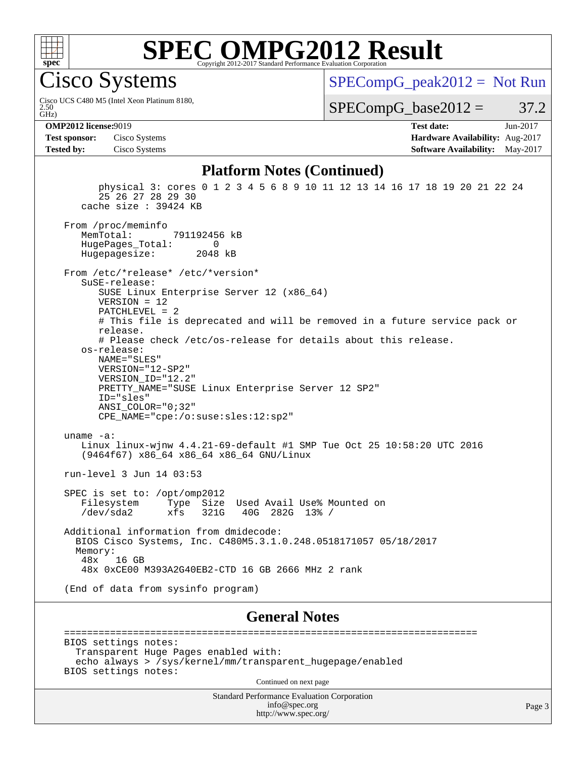# SPEC OMPG2012 Result

Copyright 2012-2017 Standard Performance Evaluation Corporation

## Cisco Systems

Cisco UCS C480 M5 (Intel Xeon Platinum 8180, 2.50 GHz)

SPECompG_peak2012 = Not Run

SPECompG_base2012 = 37.2

| | | | |
|---|---|---|---|
| **OMP2012 license:** | 9019 | **Test date:** | Jun-2017 |
| **Test sponsor:** | Cisco Systems | **Hardware Availability:** | Aug-2017 |
| **Tested by:** | Cisco Systems | **Software Availability:** | May-2017 |

### Platform Notes (Continued)

```
        physical 3: cores 0 1 2 3 4 5 6 8 9 10 11 12 13 14 16 17 18 19 20 21 22 24
        25 26 27 28 29 30
    cache size : 39424 KB

 From /proc/meminfo
    MemTotal:       791192456 kB
    HugePages_Total:       0
    Hugepagesize:       2048 kB

 From /etc/*release* /etc/*version*
    SuSE-release:
       SUSE Linux Enterprise Server 12 (x86_64)
       VERSION = 12
       PATCHLEVEL = 2
       # This file is deprecated and will be removed in a future service pack or
       release.
       # Please check /etc/os-release for details about this release.
    os-release:
       NAME="SLES"
       VERSION="12-SP2"
       VERSION_ID="12.2"
       PRETTY_NAME="SUSE Linux Enterprise Server 12 SP2"
       ID="sles"
       ANSI_COLOR="0;32"
       CPE_NAME="cpe:/o:suse:sles:12:sp2"

 uname -a:
    Linux linux-wjnw 4.4.21-69-default #1 SMP Tue Oct 25 10:58:20 UTC 2016
    (9464f67) x86_64 x86_64 x86_64 GNU/Linux

 run-level 3 Jun 14 03:53

 SPEC is set to: /opt/omp2012
    Filesystem     Type  Size  Used Avail Use% Mounted on
    /dev/sda2      xfs   321G   40G  282G  13% /

 Additional information from dmidecode:
   BIOS Cisco Systems, Inc. C480M5.3.1.0.248.0518171057 05/18/2017
   Memory:
    48x   16 GB
    48x 0xCE00 M393A2G40EB2-CTD 16 GB 2666 MHz 2 rank

 (End of data from sysinfo program)
```

### General Notes

```
 ========================================================================
 BIOS settings notes:
   Transparent Huge Pages enabled with:
   echo always > /sys/kernel/mm/transparent_hugepage/enabled
 BIOS settings notes:
```

Continued on next page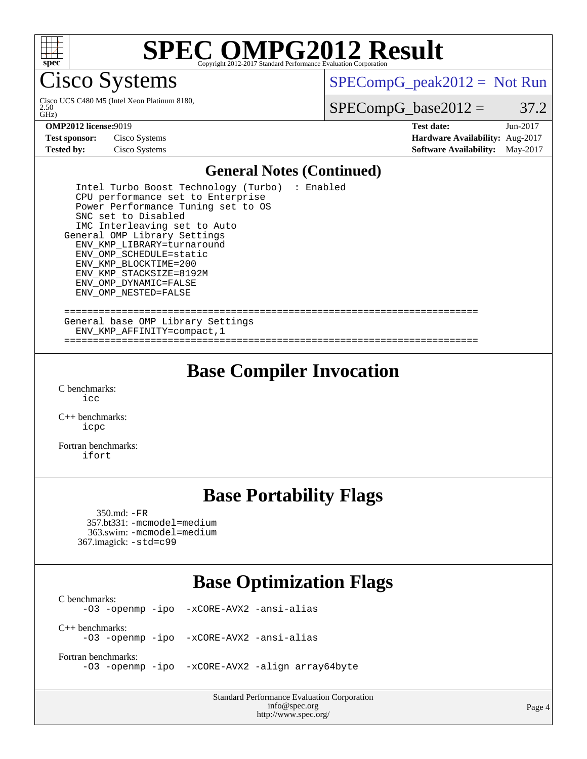# SPEC OMPG2012 Result

Copyright 2012-2017 Standard Performance Evaluation Corporation

## Cisco Systems

Cisco UCS C480 M5 (Intel Xeon Platinum 8180, 2.50 GHz)

SPECompG_peak2012 = Not Run

SPECompG_base2012 = 37.2

**OMP2012 license:** 9019
**Test sponsor:** Cisco Systems
**Tested by:** Cisco Systems

**Test date:** Jun-2017
**Hardware Availability:** Aug-2017
**Software Availability:** May-2017

## General Notes (Continued)

```
    Intel Turbo Boost Technology (Turbo)  : Enabled
    CPU performance set to Enterprise
    Power Performance Tuning set to OS
    SNC set to Disabled
    IMC Interleaving set to Auto
  General OMP Library Settings
    ENV_KMP_LIBRARY=turnaround
    ENV_OMP_SCHEDULE=static
    ENV_KMP_BLOCKTIME=200
    ENV_KMP_STACKSIZE=8192M
    ENV_OMP_DYNAMIC=FALSE
    ENV_OMP_NESTED=FALSE

  ======================================================================
  General base OMP Library Settings
    ENV_KMP_AFFINITY=compact,1
  ======================================================================
```

## Base Compiler Invocation

C benchmarks:
icc

C++ benchmarks:
icpc

Fortran benchmarks:
ifort

## Base Portability Flags

350.md: -FR
357.bt331: -mcmodel=medium
363.swim: -mcmodel=medium
367.imagick: -std=c99

## Base Optimization Flags

C benchmarks:
-O3 -openmp -ipo -xCORE-AVX2 -ansi-alias

C++ benchmarks:
-O3 -openmp -ipo -xCORE-AVX2 -ansi-alias

Fortran benchmarks:
-O3 -openmp -ipo -xCORE-AVX2 -align array64byte

Standard Performance Evaluation Corporation
info@spec.org
http://www.spec.org/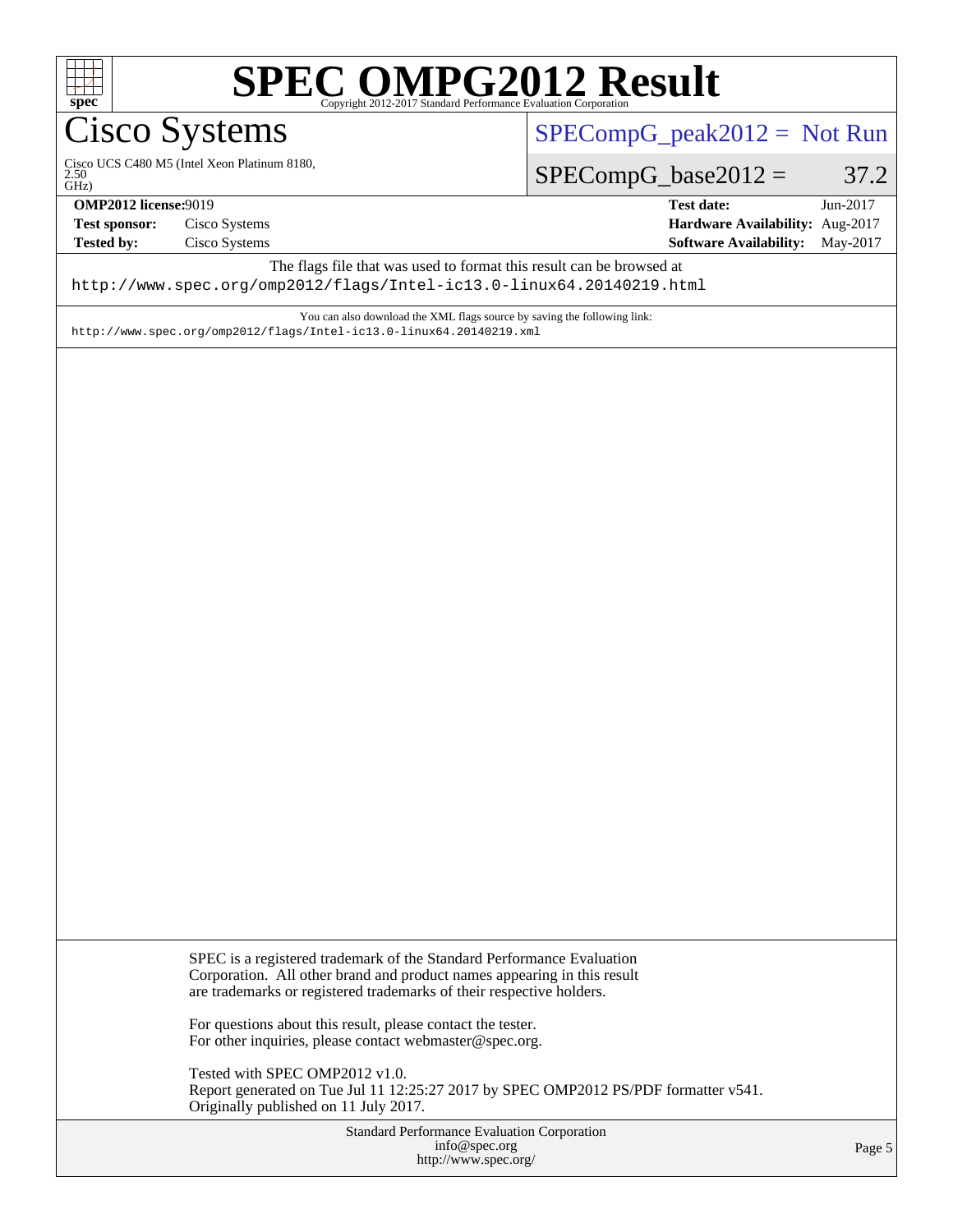# SPEC OMPG2012 Result

Copyright 2012-2017 Standard Performance Evaluation Corporation

## Cisco Systems

Cisco UCS C480 M5 (Intel Xeon Platinum 8180, 2.50 GHz)

SPECompG_peak2012 = Not Run

SPECompG_base2012 = 37.2

| | | | |
|---|---|---|---|
| **OMP2012 license:** | 9019 | **Test date:** | Jun-2017 |
| **Test sponsor:** | Cisco Systems | **Hardware Availability:** | Aug-2017 |
| **Tested by:** | Cisco Systems | **Software Availability:** | May-2017 |

The flags file that was used to format this result can be browsed at
http://www.spec.org/omp2012/flags/Intel-ic13.0-linux64.20140219.html

You can also download the XML flags source by saving the following link:
http://www.spec.org/omp2012/flags/Intel-ic13.0-linux64.20140219.xml

SPEC is a registered trademark of the Standard Performance Evaluation Corporation. All other brand and product names appearing in this result are trademarks or registered trademarks of their respective holders.

For questions about this result, please contact the tester.
For other inquiries, please contact webmaster@spec.org.

Tested with SPEC OMP2012 v1.0.
Report generated on Tue Jul 11 12:25:27 2017 by SPEC OMP2012 PS/PDF formatter v541.
Originally published on 11 July 2017.

Standard Performance Evaluation Corporation
info@spec.org
http://www.spec.org/